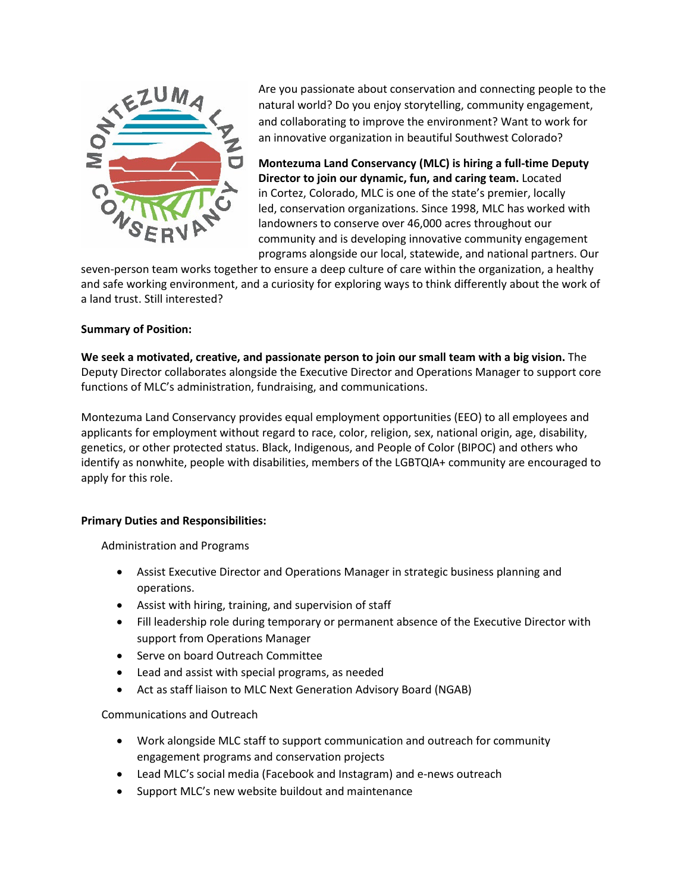Are you passionate about conservation and connecting people to the natural world? Do you enjoy storytelling, community engagement, and collaborating to improve the environment? Want to work for an innovative organization in beautiful Southwest Colorado?

**Montezuma Land Conservancy (MLC) is hiring a full-time Deputy Director to join our dynamic, fun, and caring team.** Located in Cortez, Colorado, MLC is one of the state's premier, locally led, conservation organizations. Since 1998, MLC has worked with landowners to conserve over 46,000 acres throughout our community and is developing innovative community engagement programs alongside our local, statewide, and national partners. Our seven-person team works together to ensure a deep culture of care within the organization, a healthy and safe working environment, and a curiosity for exploring ways to think differently about the work of a land trust. Still interested?

**Summary of Position:**

**We seek a motivated, creative, and passionate person to join our small team with a big vision.** The Deputy Director collaborates alongside the Executive Director and Operations Manager to support core functions of MLC's administration, fundraising, and communications.

Montezuma Land Conservancy provides equal employment opportunities (EEO) to all employees and applicants for employment without regard to race, color, religion, sex, national origin, age, disability, genetics, or other protected status. Black, Indigenous, and People of Color (BIPOC) and others who identify as nonwhite, people with disabilities, members of the LGBTQIA+ community are encouraged to apply for this role.

**Primary Duties and Responsibilities:**

Administration and Programs

- Assist Executive Director and Operations Manager in strategic business planning and operations.
- Assist with hiring, training, and supervision of staff
- Fill leadership role during temporary or permanent absence of the Executive Director with support from Operations Manager
- Serve on board Outreach Committee
- Lead and assist with special programs, as needed
- Act as staff liaison to MLC Next Generation Advisory Board (NGAB)

Communications and Outreach

- Work alongside MLC staff to support communication and outreach for community engagement programs and conservation projects
- Lead MLC's social media (Facebook and Instagram) and e-news outreach
- Support MLC's new website buildout and maintenance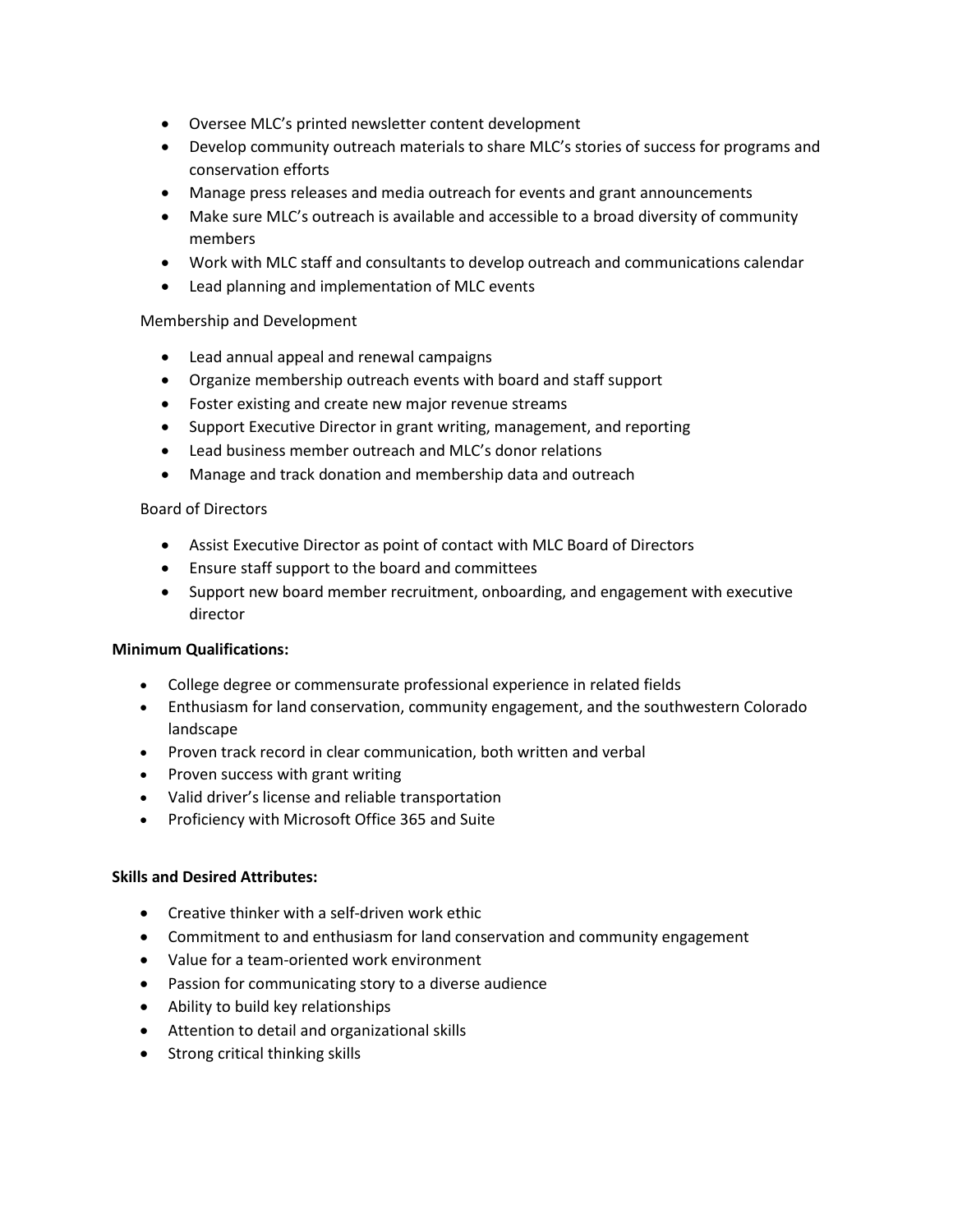- Oversee MLC's printed newsletter content development
- Develop community outreach materials to share MLC's stories of success for programs and conservation efforts
- Manage press releases and media outreach for events and grant announcements
- Make sure MLC's outreach is available and accessible to a broad diversity of community members
- Work with MLC staff and consultants to develop outreach and communications calendar
- Lead planning and implementation of MLC events

Membership and Development

- Lead annual appeal and renewal campaigns
- Organize membership outreach events with board and staff support
- Foster existing and create new major revenue streams
- Support Executive Director in grant writing, management, and reporting
- Lead business member outreach and MLC's donor relations
- Manage and track donation and membership data and outreach

Board of Directors

- Assist Executive Director as point of contact with MLC Board of Directors
- Ensure staff support to the board and committees
- Support new board member recruitment, onboarding, and engagement with executive director

**Minimum Qualifications:**

- College degree or commensurate professional experience in related fields
- Enthusiasm for land conservation, community engagement, and the southwestern Colorado landscape
- Proven track record in clear communication, both written and verbal
- Proven success with grant writing
- Valid driver's license and reliable transportation
- Proficiency with Microsoft Office 365 and Suite

**Skills and Desired Attributes:**

- Creative thinker with a self-driven work ethic
- Commitment to and enthusiasm for land conservation and community engagement
- Value for a team-oriented work environment
- Passion for communicating story to a diverse audience
- Ability to build key relationships
- Attention to detail and organizational skills
- Strong critical thinking skills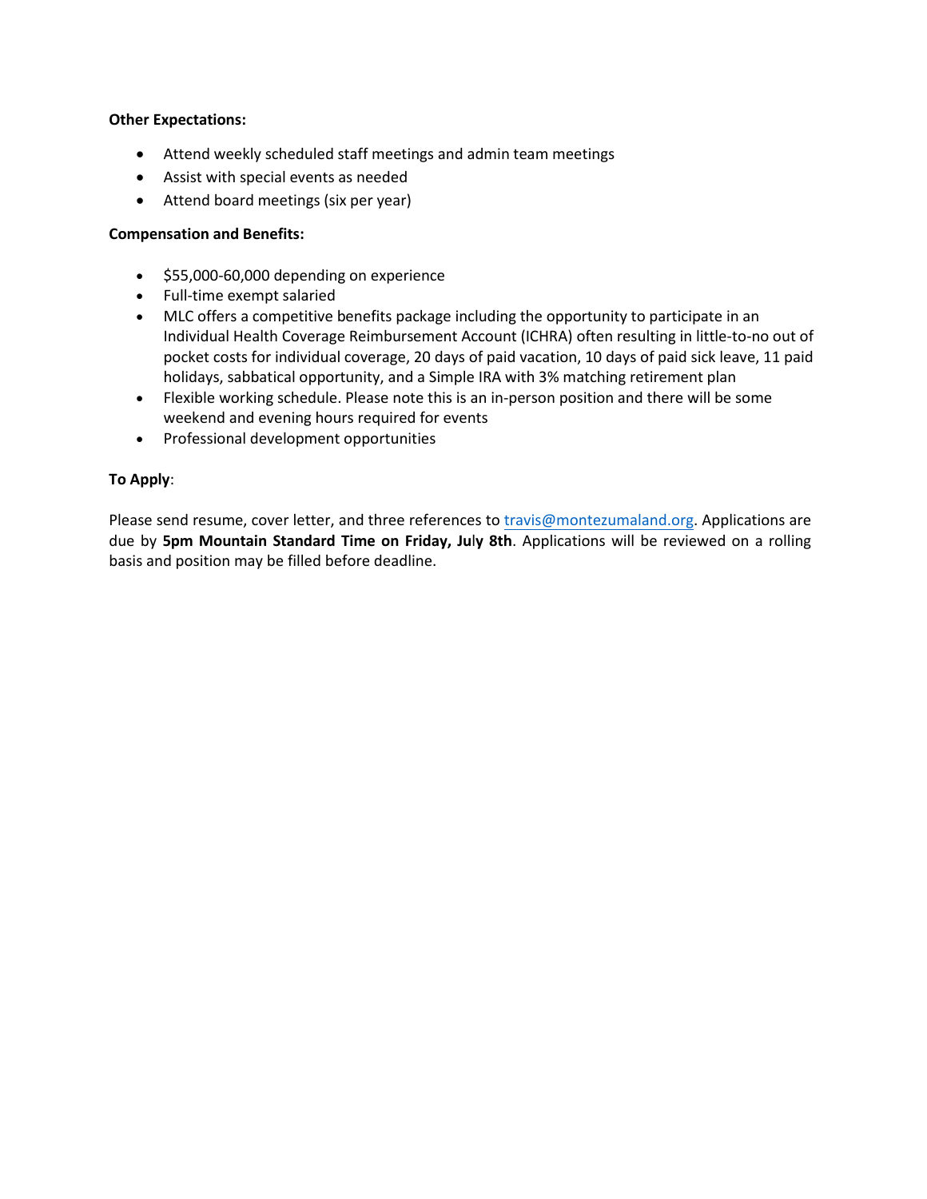**Other Expectations:**

- Attend weekly scheduled staff meetings and admin team meetings
- Assist with special events as needed
- Attend board meetings (six per year)

**Compensation and Benefits:**

- $55,000-60,000 depending on experience
- Full-time exempt salaried
- MLC offers a competitive benefits package including the opportunity to participate in an Individual Health Coverage Reimbursement Account (ICHRA) often resulting in little-to-no out of pocket costs for individual coverage, 20 days of paid vacation, 10 days of paid sick leave, 11 paid holidays, sabbatical opportunity, and a Simple IRA with 3% matching retirement plan
- Flexible working schedule. Please note this is an in-person position and there will be some weekend and evening hours required for events
- Professional development opportunities

**To Apply**:

Please send resume, cover letter, and three references to travis@montezumaland.org. Applications are due by **5pm Mountain Standard Time on Friday, July 8th**. Applications will be reviewed on a rolling basis and position may be filled before deadline.